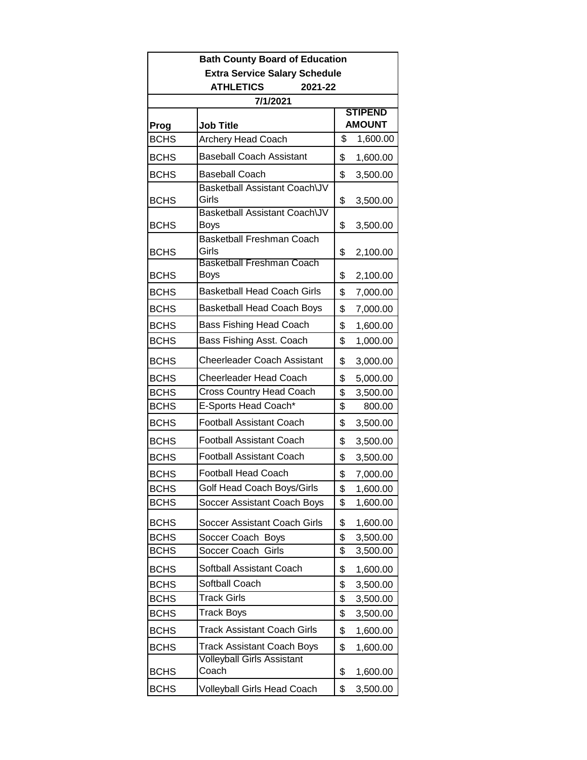| Bath County Board of Education | | |
|---|---|---|
| Extra Service Salary Schedule | | |
| ATHLETICS 2021-22 | | |
| 7/1/2021 | | |
| Prog | Job Title | STIPEND AMOUNT |
| BCHS | Archery Head Coach | $ 1,600.00 |
| BCHS | Baseball Coach Assistant | $ 1,600.00 |
| BCHS | Baseball Coach | $ 3,500.00 |
| BCHS | Basketball Assistant Coach\JV Girls | $ 3,500.00 |
| BCHS | Basketball Assistant Coach\JV Boys | $ 3,500.00 |
| BCHS | Basketball Freshman Coach Girls | $ 2,100.00 |
| BCHS | Basketball Freshman Coach Boys | $ 2,100.00 |
| BCHS | Basketball Head Coach Girls | $ 7,000.00 |
| BCHS | Basketball Head Coach Boys | $ 7,000.00 |
| BCHS | Bass Fishing Head Coach | $ 1,600.00 |
| BCHS | Bass Fishing Asst. Coach | $ 1,000.00 |
| BCHS | Cheerleader Coach Assistant | $ 3,000.00 |
| BCHS | Cheerleader Head Coach | $ 5,000.00 |
| BCHS | Cross Country Head Coach | $ 3,500.00 |
| BCHS | E-Sports Head Coach* | $ 800.00 |
| BCHS | Football Assistant Coach | $ 3,500.00 |
| BCHS | Football Assistant Coach | $ 3,500.00 |
| BCHS | Football Assistant Coach | $ 3,500.00 |
| BCHS | Football Head Coach | $ 7,000.00 |
| BCHS | Golf Head Coach Boys/Girls | $ 1,600.00 |
| BCHS | Soccer Assistant Coach Boys | $ 1,600.00 |
| BCHS | Soccer Assistant Coach Girls | $ 1,600.00 |
| BCHS | Soccer Coach Boys | $ 3,500.00 |
| BCHS | Soccer Coach Girls | $ 3,500.00 |
| BCHS | Softball Assistant Coach | $ 1,600.00 |
| BCHS | Softball Coach | $ 3,500.00 |
| BCHS | Track Girls | $ 3,500.00 |
| BCHS | Track Boys | $ 3,500.00 |
| BCHS | Track Assistant Coach Girls | $ 1,600.00 |
| BCHS | Track Assistant Coach Boys | $ 1,600.00 |
| BCHS | Volleyball Girls Assistant Coach | $ 1,600.00 |
| BCHS | Volleyball Girls Head Coach | $ 3,500.00 |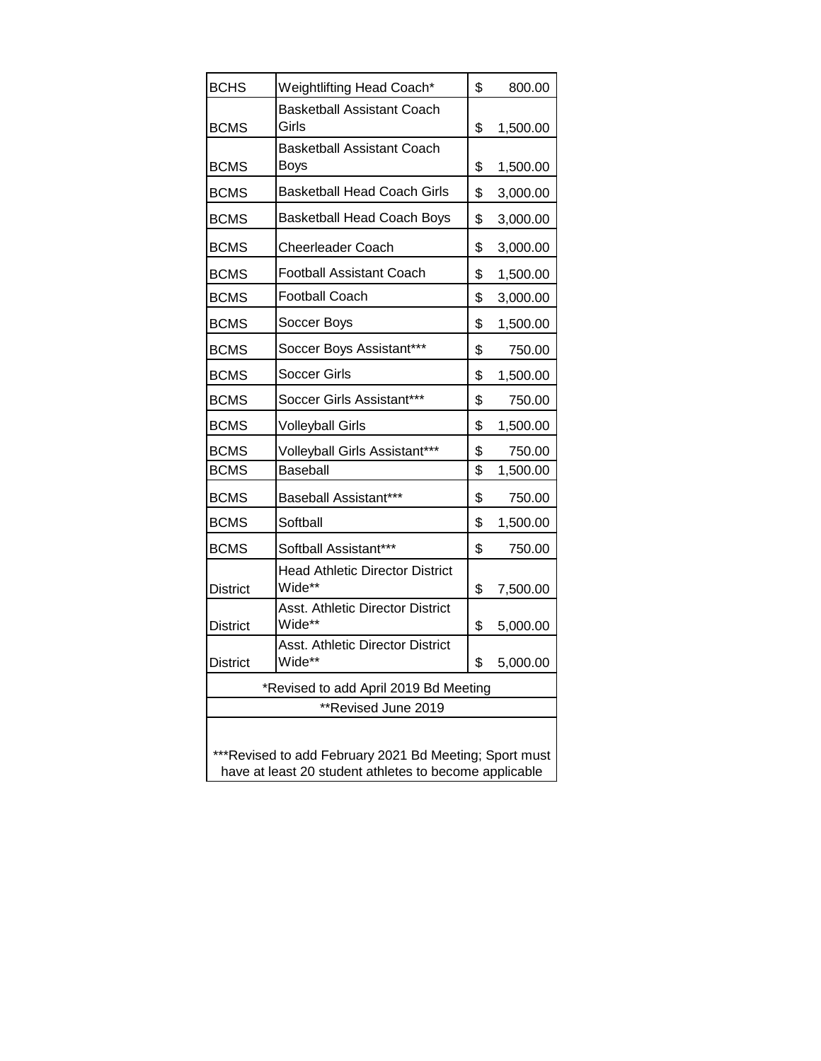| | | | |
|---|---|---|---|
| BCHS | Weightlifting Head Coach* | $ | 800.00 |
| BCMS | Basketball Assistant Coach Girls | $ | 1,500.00 |
| BCMS | Basketball Assistant Coach Boys | $ | 1,500.00 |
| BCMS | Basketball Head Coach Girls | $ | 3,000.00 |
| BCMS | Basketball Head Coach Boys | $ | 3,000.00 |
| BCMS | Cheerleader Coach | $ | 3,000.00 |
| BCMS | Football Assistant Coach | $ | 1,500.00 |
| BCMS | Football Coach | $ | 3,000.00 |
| BCMS | Soccer Boys | $ | 1,500.00 |
| BCMS | Soccer Boys Assistant*** | $ | 750.00 |
| BCMS | Soccer Girls | $ | 1,500.00 |
| BCMS | Soccer Girls Assistant*** | $ | 750.00 |
| BCMS | Volleyball Girls | $ | 1,500.00 |
| BCMS | Volleyball Girls Assistant*** | $ | 750.00 |
| BCMS | Baseball | $ | 1,500.00 |
| BCMS | Baseball Assistant*** | $ | 750.00 |
| BCMS | Softball | $ | 1,500.00 |
| BCMS | Softball Assistant*** | $ | 750.00 |
| District | Head Athletic Director District Wide** | $ | 7,500.00 |
| District | Asst. Athletic Director District Wide** | $ | 5,000.00 |
| District | Asst. Athletic Director District Wide** | $ | 5,000.00 |
| *Revised to add April 2019 Bd Meeting | | | |
| **Revised June 2019 | | | |
| ***Revised to add February 2021 Bd Meeting; Sport must have at least 20 student athletes to become applicable | | | |